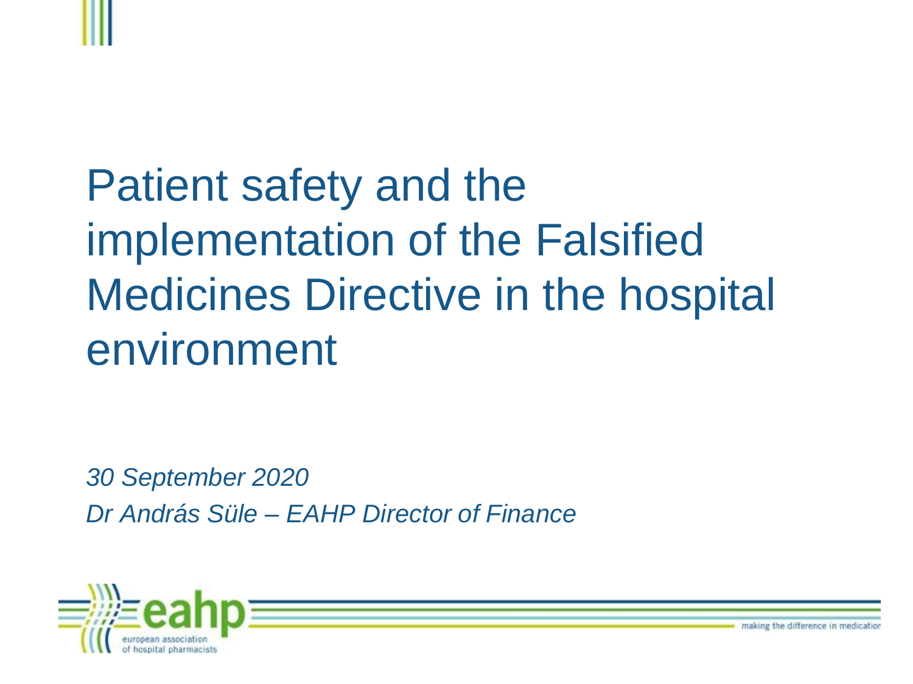# Patient safety and the implementation of the Falsified Medicines Directive in the hospital environment

*30 September 2020*

*Dr András Süle – EAHP Director of Finance*

eahp european association of hospital pharmacists

making the difference in medication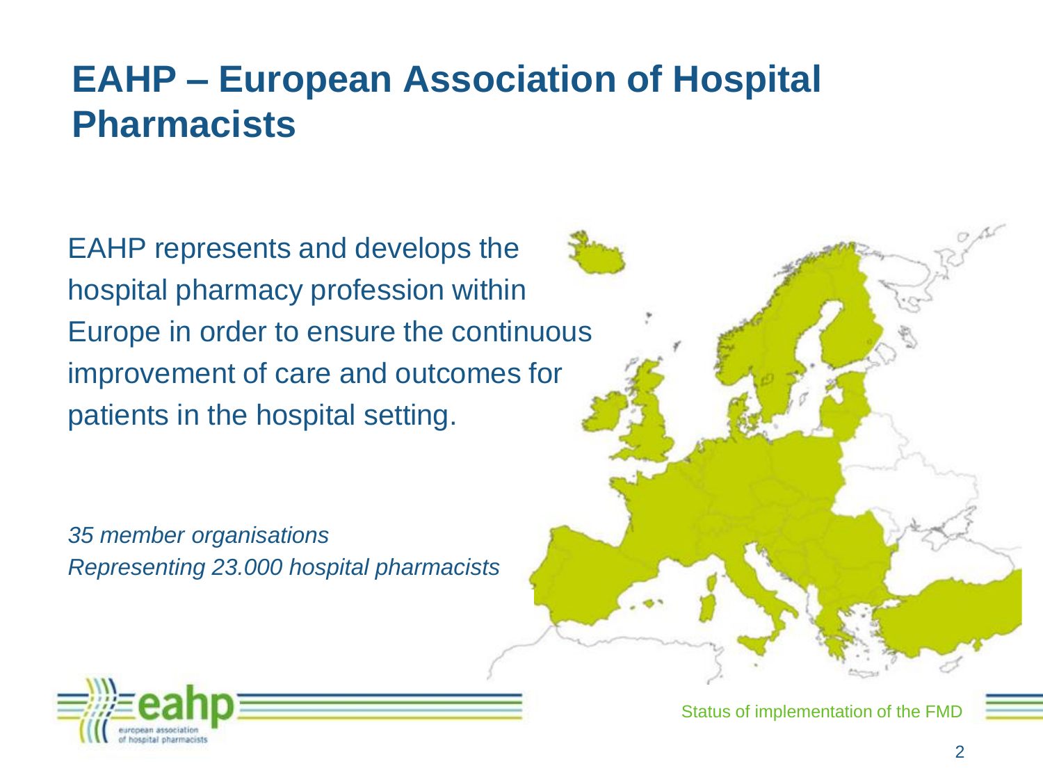# EAHP – European Association of Hospital Pharmacists

EAHP represents and develops the hospital pharmacy profession within Europe in order to ensure the continuous improvement of care and outcomes for patients in the hospital setting.

*35 member organisations*
*Representing 23.000 hospital pharmacists*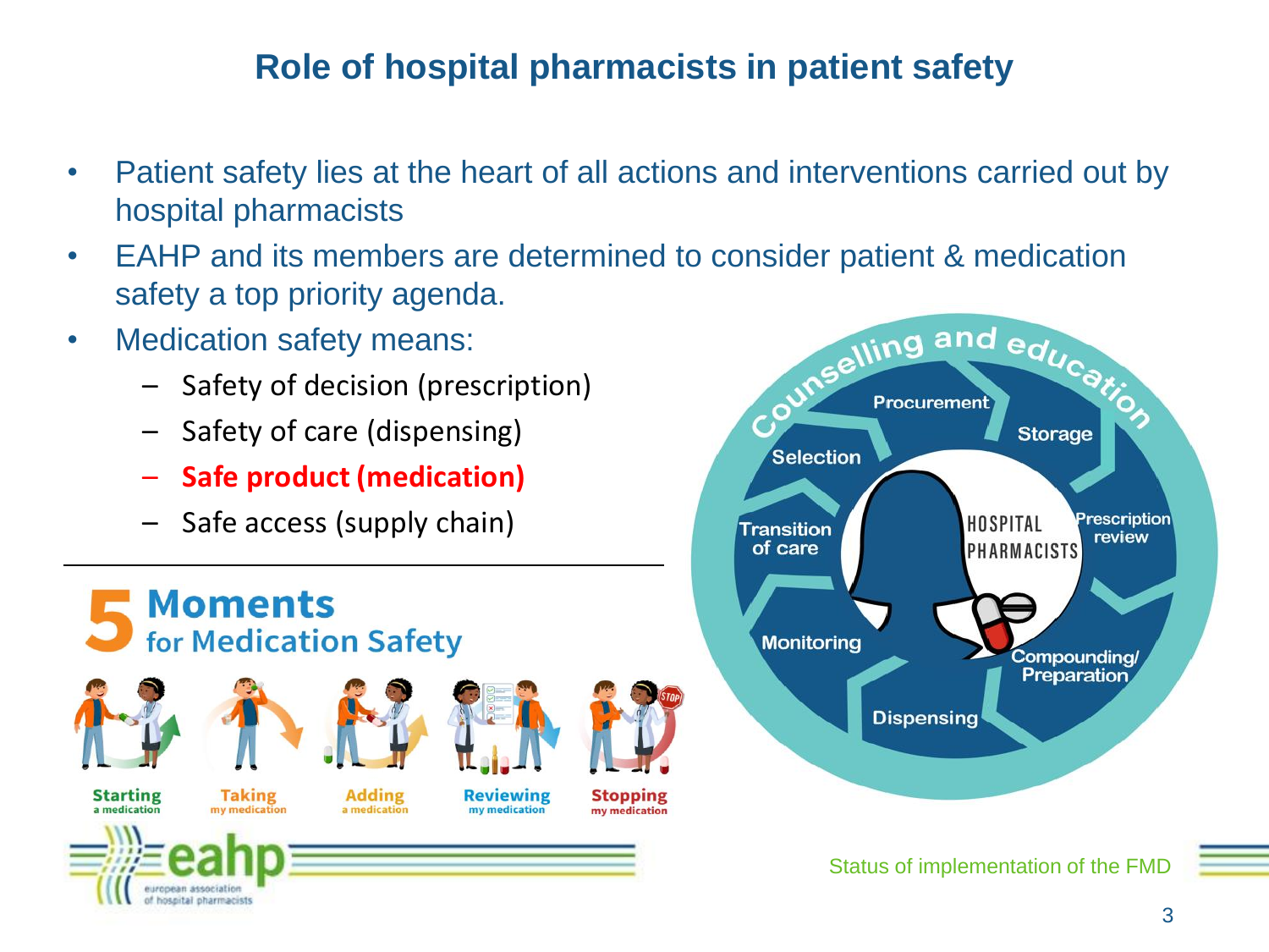# Role of hospital pharmacists in patient safety

- Patient safety lies at the heart of all actions and interventions carried out by hospital pharmacists
- EAHP and its members are determined to consider patient & medication safety a top priority agenda.
- Medication safety means:
  - Safety of decision (prescription)
  - Safety of care (dispensing)
  - **Safe product (medication)**
  - Safe access (supply chain)

## 5 Moments for Medication Safety

Starting a medication

Taking my medication

Adding a medication

Reviewing my medication

Stopping my medication

Counselling and education

Procurement

Storage

Selection

Transition of care

HOSPITAL PHARMACISTS

Prescription review

Monitoring

Compounding/ Preparation

Dispensing

Status of implementation of the FMD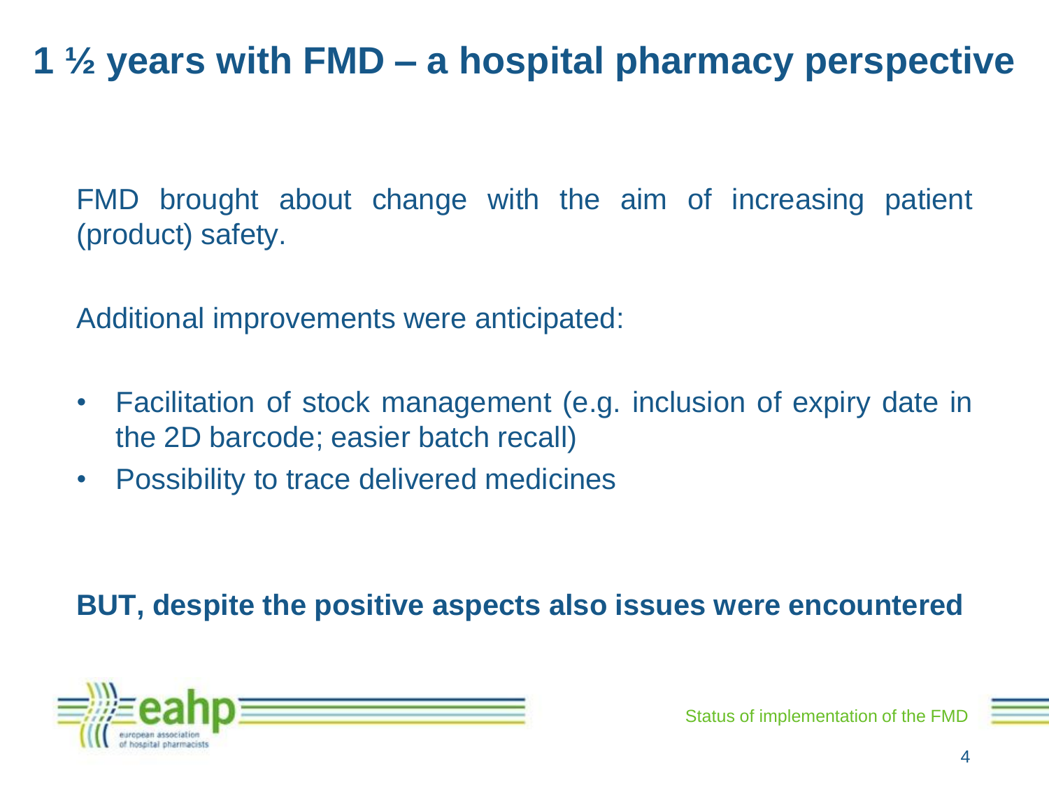# 1 ½ years with FMD – a hospital pharmacy perspective

FMD brought about change with the aim of increasing patient (product) safety.

Additional improvements were anticipated:

- Facilitation of stock management (e.g. inclusion of expiry date in the 2D barcode; easier batch recall)
- Possibility to trace delivered medicines

**BUT, despite the positive aspects also issues were encountered**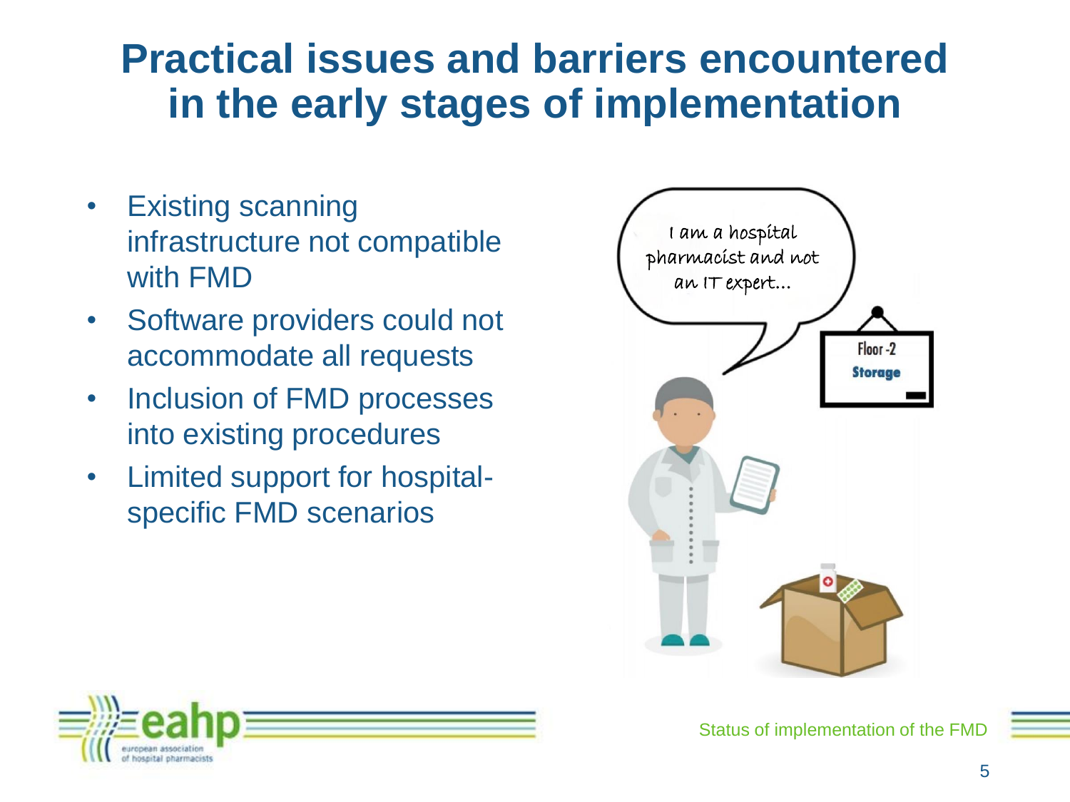# Practical issues and barriers encountered in the early stages of implementation

- Existing scanning infrastructure not compatible with FMD
- Software providers could not accommodate all requests
- Inclusion of FMD processes into existing procedures
- Limited support for hospital-specific FMD scenarios

I am a hospital pharmacist and not an IT expert...

Floor -2
Storage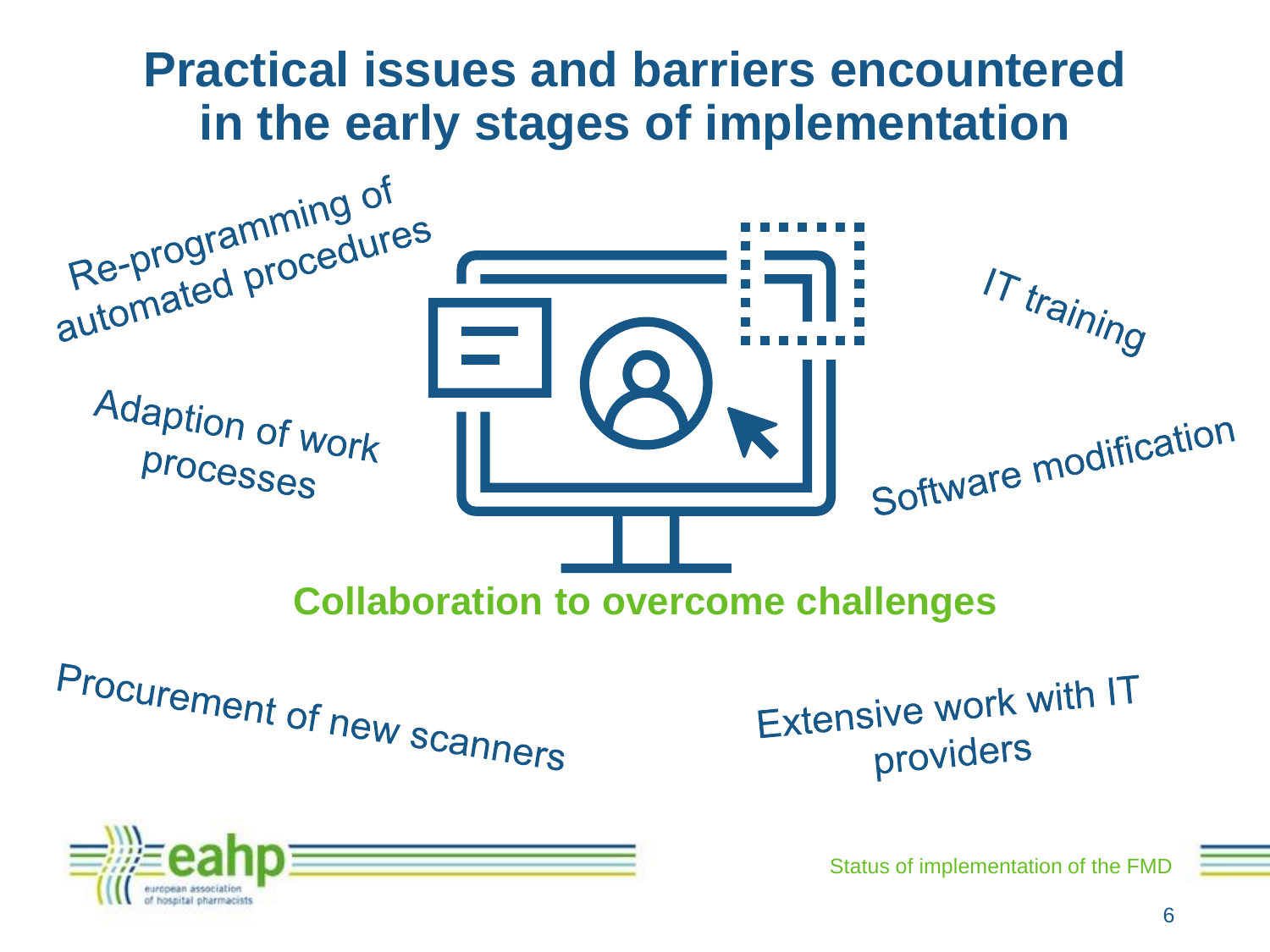# Practical issues and barriers encountered in the early stages of implementation

Re-programming of automated procedures

IT training

Adaption of work processes

Software modification

**Collaboration to overcome challenges**

Procurement of new scanners

Extensive work with IT providers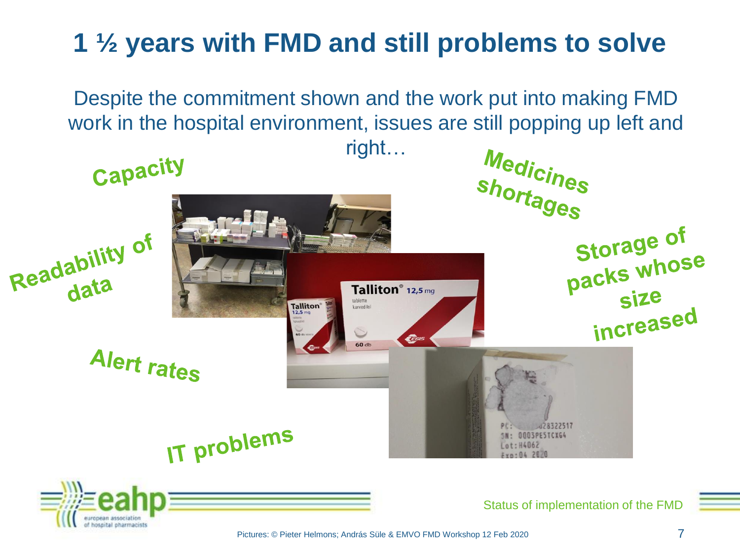# 1 ½ years with FMD and still problems to solve

Despite the commitment shown and the work put into making FMD work in the hospital environment, issues are still popping up left and right…

- Capacity
- Medicines shortages
- Readability of data
- Storage of packs whose size increased
- Alert rates
- IT problems

Pictures: © Pieter Helmons; András Süle & EMVO FMD Workshop 12 Feb 2020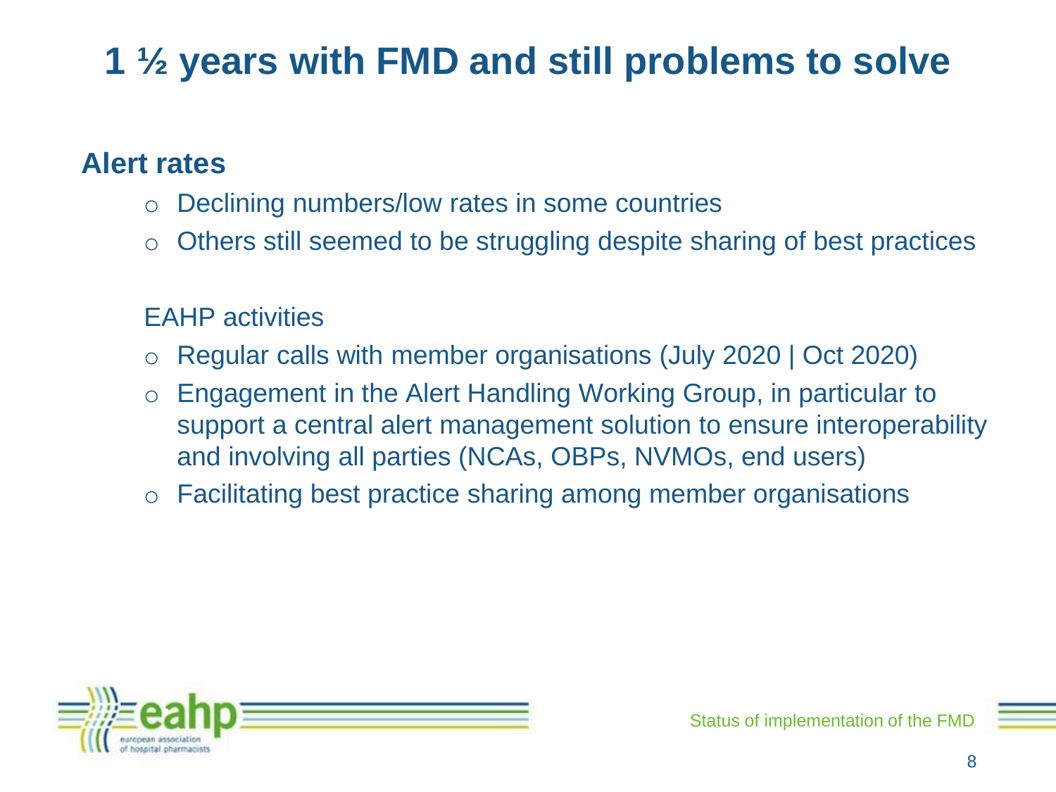# 1 ½ years with FMD and still problems to solve

**Alert rates**

- Declining numbers/low rates in some countries
- Others still seemed to be struggling despite sharing of best practices

EAHP activities

- Regular calls with member organisations (July 2020 | Oct 2020)
- Engagement in the Alert Handling Working Group, in particular to support a central alert management solution to ensure interoperability and involving all parties (NCAs, OBPs, NVMOs, end users)
- Facilitating best practice sharing among member organisations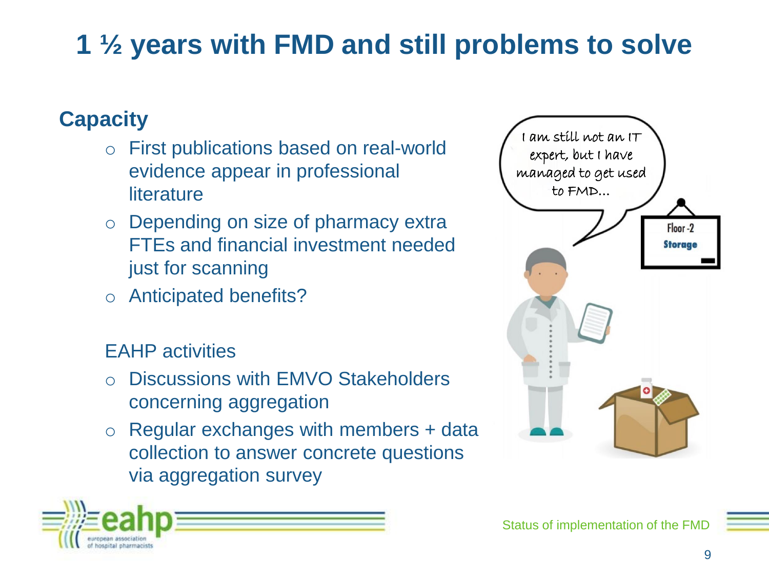# 1 ½ years with FMD and still problems to solve

## Capacity

- First publications based on real-world evidence appear in professional literature
- Depending on size of pharmacy extra FTEs and financial investment needed just for scanning
- Anticipated benefits?

EAHP activities

- Discussions with EMVO Stakeholders concerning aggregation
- Regular exchanges with members + data collection to answer concrete questions via aggregation survey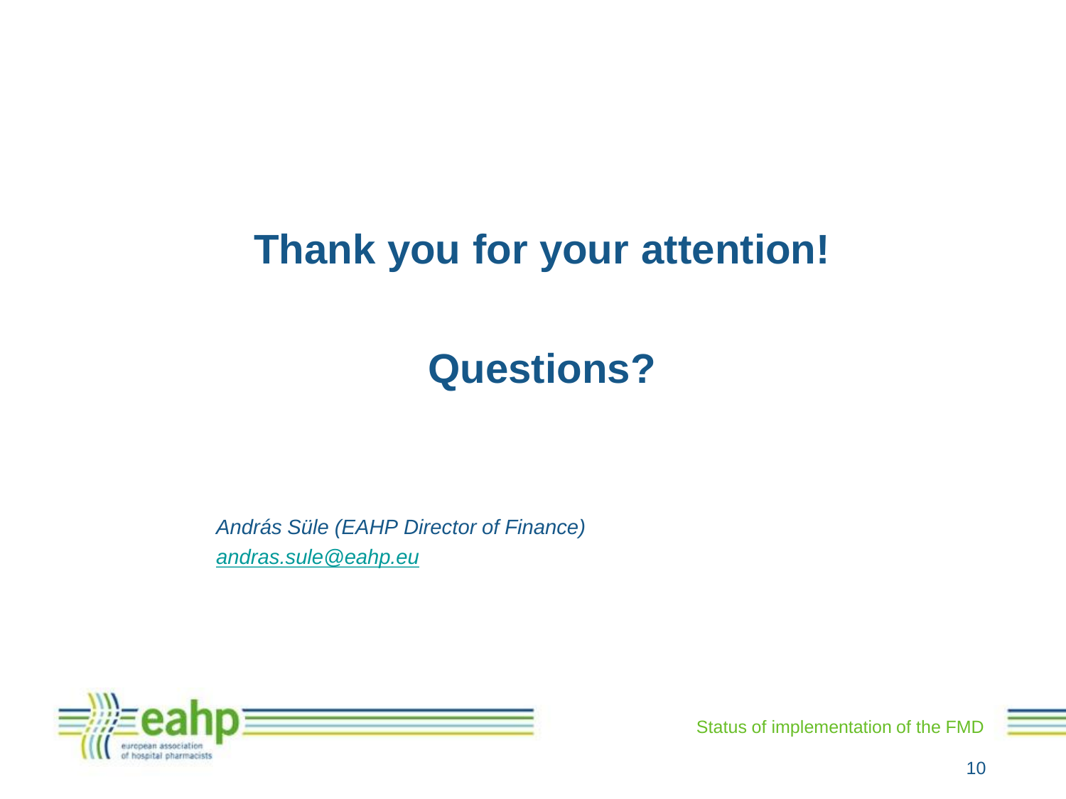# Thank you for your attention!

# Questions?

*András Süle (EAHP Director of Finance)*
*andras.sule@eahp.eu*